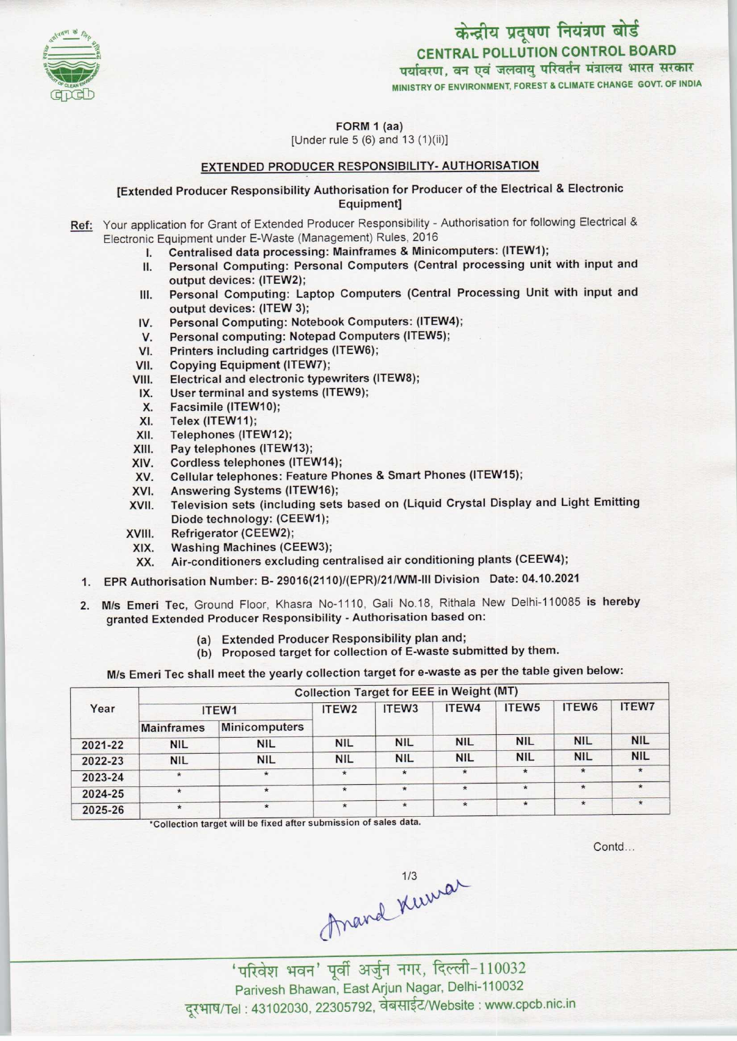केन्द्रीय प्रदूषण नियंत्रण बोर्ड
**CENTRAL POLLUTION CONTROL BOARD**
पर्यावरण, वन एवं जलवायु परिवर्तन मंत्रालय भारत सरकार
MINISTRY OF ENVIRONMENT, FOREST & CLIMATE CHANGE GOVT. OF INDIA

**FORM 1 (aa)**
[Under rule 5 (6) and 13 (1)(ii)]

**EXTENDED PRODUCER RESPONSIBILITY- AUTHORISATION**

**[Extended Producer Responsibility Authorisation for Producer of the Electrical & Electronic Equipment]**

**Ref:** Your application for Grant of Extended Producer Responsibility - Authorisation for following Electrical & Electronic Equipment under E-Waste (Management) Rules, 2016

I. **Centralised data processing: Mainframes & Minicomputers: (ITEW1);**
II. **Personal Computing: Personal Computers (Central processing unit with input and output devices: (ITEW2);**
III. **Personal Computing: Laptop Computers (Central Processing Unit with input and output devices: (ITEW 3);**
IV. **Personal Computing: Notebook Computers: (ITEW4);**
V. **Personal computing: Notepad Computers (ITEW5);**
VI. **Printers including cartridges (ITEW6);**
VII. **Copying Equipment (ITEW7);**
VIII. **Electrical and electronic typewriters (ITEW8);**
IX. **User terminal and systems (ITEW9);**
X. **Facsimile (ITEW10);**
XI. **Telex (ITEW11);**
XII. **Telephones (ITEW12);**
XIII. **Pay telephones (ITEW13);**
XIV. **Cordless telephones (ITEW14);**
XV. **Cellular telephones: Feature Phones & Smart Phones (ITEW15);**
XVI. **Answering Systems (ITEW16);**
XVII. **Television sets (including sets based on (Liquid Crystal Display and Light Emitting Diode technology: (CEEW1);**
XVIII. **Refrigerator (CEEW2);**
XIX. **Washing Machines (CEEW3);**
XX. **Air-conditioners excluding centralised air conditioning plants (CEEW4);**

1. **EPR Authorisation Number: B- 29016(2110)/(EPR)/21/WM-III Division Date: 04.10.2021**

2. **M/s Emeri Tec,** Ground Floor, Khasra No-1110, Gali No.18, Rithala New Delhi-110085 **is hereby granted Extended Producer Responsibility - Authorisation based on:**
   (a) **Extended Producer Responsibility plan and;**
   (b) **Proposed target for collection of E-waste submitted by them.**

**M/s Emeri Tec shall meet the yearly collection target for e-waste as per the table given below:**

| Year | Collection Target for EEE in Weight (MT) | | | | | | | |
|---|---|---|---|---|---|---|---|---|
| | ITEW1 | | ITEW2 | ITEW3 | ITEW4 | ITEW5 | ITEW6 | ITEW7 |
| | Mainframes | Minicomputers | | | | | | |
| 2021-22 | NIL | NIL | NIL | NIL | NIL | NIL | NIL | NIL |
| 2022-23 | NIL | NIL | NIL | NIL | NIL | NIL | NIL | NIL |
| 2023-24 | * | * | * | * | * | * | * | * |
| 2024-25 | * | * | * | * | * | * | * | * |
| 2025-26 | * | * | * | * | * | * | * | * |

*Collection target will be fixed after submission of sales data.

Contd...

Anand Kumar

'परिवेश भवन' पूर्वी अर्जुन नगर, दिल्ली-110032
Parivesh Bhawan, East Arjun Nagar, Delhi-110032
दूरभाष/Tel : 43102030, 22305792, वेबसाईट/Website : www.cpcb.nic.in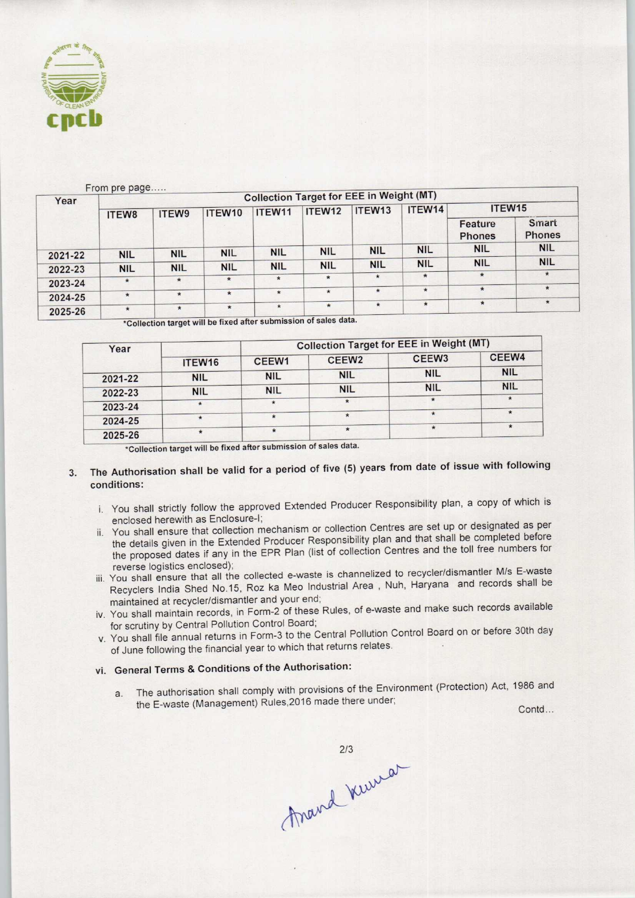From pre page.....

| Year | Collection Target for EEE in Weight (MT) | | | | | | | | |
|---|---|---|---|---|---|---|---|---|---|
| | ITEW8 | ITEW9 | ITEW10 | ITEW11 | ITEW12 | ITEW13 | ITEW14 | ITEW15 | |
| | | | | | | | | Feature Phones | Smart Phones |
| 2021-22 | NIL | NIL | NIL | NIL | NIL | NIL | NIL | NIL | NIL |
| 2022-23 | NIL | NIL | NIL | NIL | NIL | NIL | NIL | NIL | NIL |
| 2023-24 | * | * | * | * | * | * | * | * | * |
| 2024-25 | * | * | * | * | * | * | * | * | * |
| 2025-26 | * | * | * | * | * | * | * | * | * |

*Collection target will be fixed after submission of sales data.

| Year | | Collection Target for EEE in Weight (MT) | | | |
|---|---|---|---|---|---|
| | ITEW16 | CEEW1 | CEEW2 | CEEW3 | CEEW4 |
| 2021-22 | NIL | NIL | NIL | NIL | NIL |
| 2022-23 | NIL | NIL | NIL | NIL | NIL |
| 2023-24 | * | * | * | * | * |
| 2024-25 | * | * | * | * | * |
| 2025-26 | * | * | * | * | * |

*Collection target will be fixed after submission of sales data.

3. The Authorisation shall be valid for a period of five (5) years from date of issue with following conditions:

   i. You shall strictly follow the approved Extended Producer Responsibility plan, a copy of which is enclosed herewith as Enclosure-I;

   ii. You shall ensure that collection mechanism or collection Centres are set up or designated as per the details given in the Extended Producer Responsibility plan and that shall be completed before the proposed dates if any in the EPR Plan (list of collection Centres and the toll free numbers for reverse logistics enclosed);

   iii. You shall ensure that all the collected e-waste is channelized to recycler/dismantler M/s E-waste Recyclers India Shed No.15, Roz ka Meo Industrial Area , Nuh, Haryana and records shall be maintained at recycler/dismantler and your end;

   iv. You shall maintain records, in Form-2 of these Rules, of e-waste and make such records available for scrutiny by Central Pollution Control Board;

   v. You shall file annual returns in Form-3 to the Central Pollution Control Board on or before 30th day of June following the financial year to which that returns relates.

   vi. **General Terms & Conditions of the Authorisation:**

      a. The authorisation shall comply with provisions of the Environment (Protection) Act, 1986 and the E-waste (Management) Rules,2016 made there under;

Contd...

Anand Kumar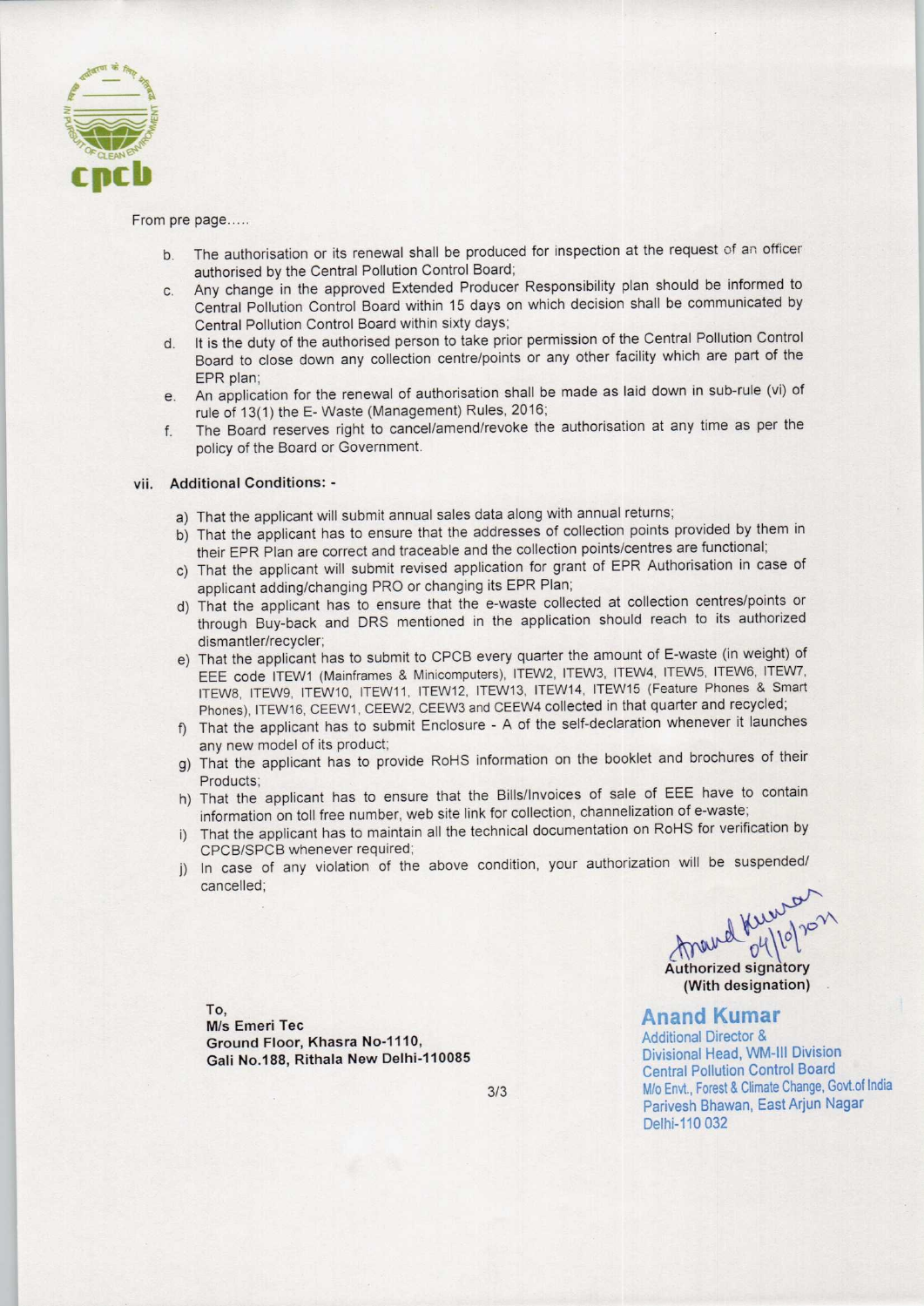From pre page.....

b. The authorisation or its renewal shall be produced for inspection at the request of an officer authorised by the Central Pollution Control Board;
c. Any change in the approved Extended Producer Responsibility plan should be informed to Central Pollution Control Board within 15 days on which decision shall be communicated by Central Pollution Control Board within sixty days;
d. It is the duty of the authorised person to take prior permission of the Central Pollution Control Board to close down any collection centre/points or any other facility which are part of the EPR plan;
e. An application for the renewal of authorisation shall be made as laid down in sub-rule (vi) of rule of 13(1) the E- Waste (Management) Rules, 2016;
f. The Board reserves right to cancel/amend/revoke the authorisation at any time as per the policy of the Board or Government.

### vii. Additional Conditions: -

a) That the applicant will submit annual sales data along with annual returns;
b) That the applicant has to ensure that the addresses of collection points provided by them in their EPR Plan are correct and traceable and the collection points/centres are functional;
c) That the applicant will submit revised application for grant of EPR Authorisation in case of applicant adding/changing PRO or changing its EPR Plan;
d) That the applicant has to ensure that the e-waste collected at collection centres/points or through Buy-back and DRS mentioned in the application should reach to its authorized dismantler/recycler;
e) That the applicant has to submit to CPCB every quarter the amount of E-waste (in weight) of EEE code ITEW1 (Mainframes & Minicomputers), ITEW2, ITEW3, ITEW4, ITEW5, ITEW6, ITEW7, ITEW8, ITEW9, ITEW10, ITEW11, ITEW12, ITEW13, ITEW14, ITEW15 (Feature Phones & Smart Phones), ITEW16, CEEW1, CEEW2, CEEW3 and CEEW4 collected in that quarter and recycled;
f) That the applicant has to submit Enclosure - A of the self-declaration whenever it launches any new model of its product;
g) That the applicant has to provide RoHS information on the booklet and brochures of their Products;
h) That the applicant has to ensure that the Bills/Invoices of sale of EEE have to contain information on toll free number, web site link for collection, channelization of e-waste;
i) That the applicant has to maintain all the technical documentation on RoHS for verification by CPCB/SPCB whenever required;
j) In case of any violation of the above condition, your authorization will be suspended/ cancelled;

Anand Kumar 04/10/2021

Authorized signatory
(With designation)

**Anand Kumar**
Additional Director &
Divisional Head, WM-III Division
Central Pollution Control Board
M/o Envt., Forest & Climate Change, Govt.of India
Parivesh Bhawan, East Arjun Nagar
Delhi-110 032

To,
**M/s Emeri Tec**
**Ground Floor, Khasra No-1110,**
**Gali No.188, Rithala New Delhi-110085**